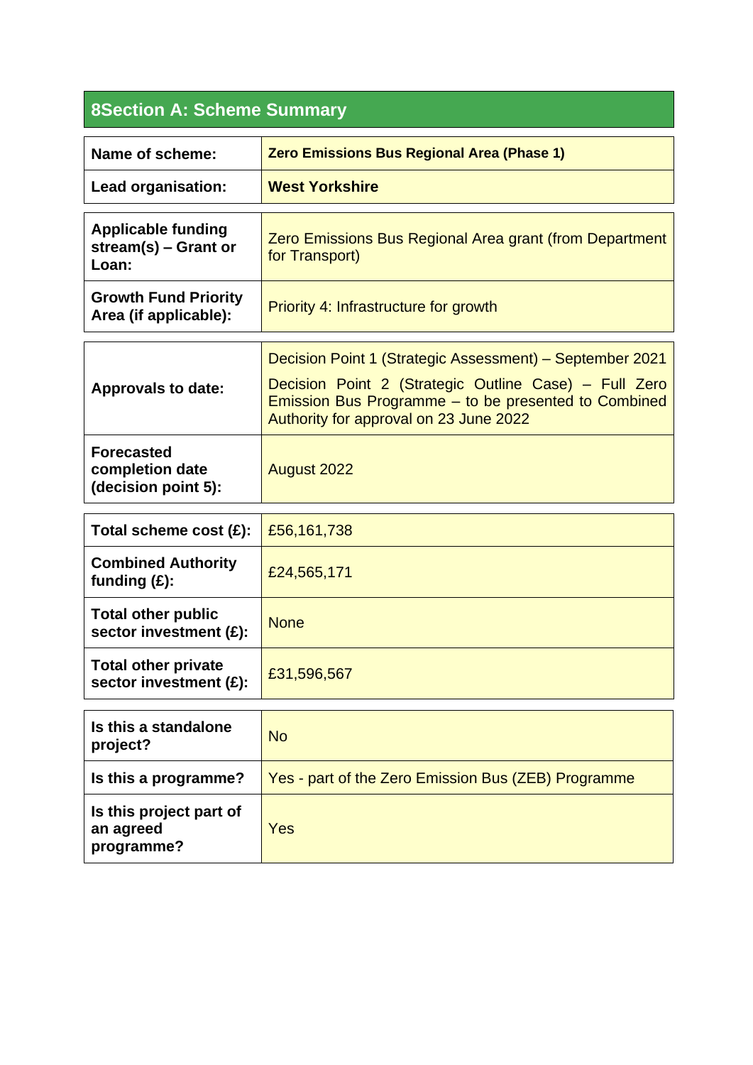## 8Section A: Scheme Summary

| | |
|---|---|
| **Name of scheme:** | **Zero Emissions Bus Regional Area (Phase 1)** |
| **Lead organisation:** | **West Yorkshire** |
| **Applicable funding stream(s) – Grant or Loan:** | Zero Emissions Bus Regional Area grant (from Department for Transport) |
| **Growth Fund Priority Area (if applicable):** | Priority 4: Infrastructure for growth |
| **Approvals to date:** | Decision Point 1 (Strategic Assessment) – September 2021<br>Decision Point 2 (Strategic Outline Case) – Full Zero Emission Bus Programme – to be presented to Combined Authority for approval on 23 June 2022 |
| **Forecasted completion date (decision point 5):** | August 2022 |
| **Total scheme cost (£):** | £56,161,738 |
| **Combined Authority funding (£):** | £24,565,171 |
| **Total other public sector investment (£):** | None |
| **Total other private sector investment (£):** | £31,596,567 |
| **Is this a standalone project?** | No |
| **Is this a programme?** | Yes - part of the Zero Emission Bus (ZEB) Programme |
| **Is this project part of an agreed programme?** | Yes |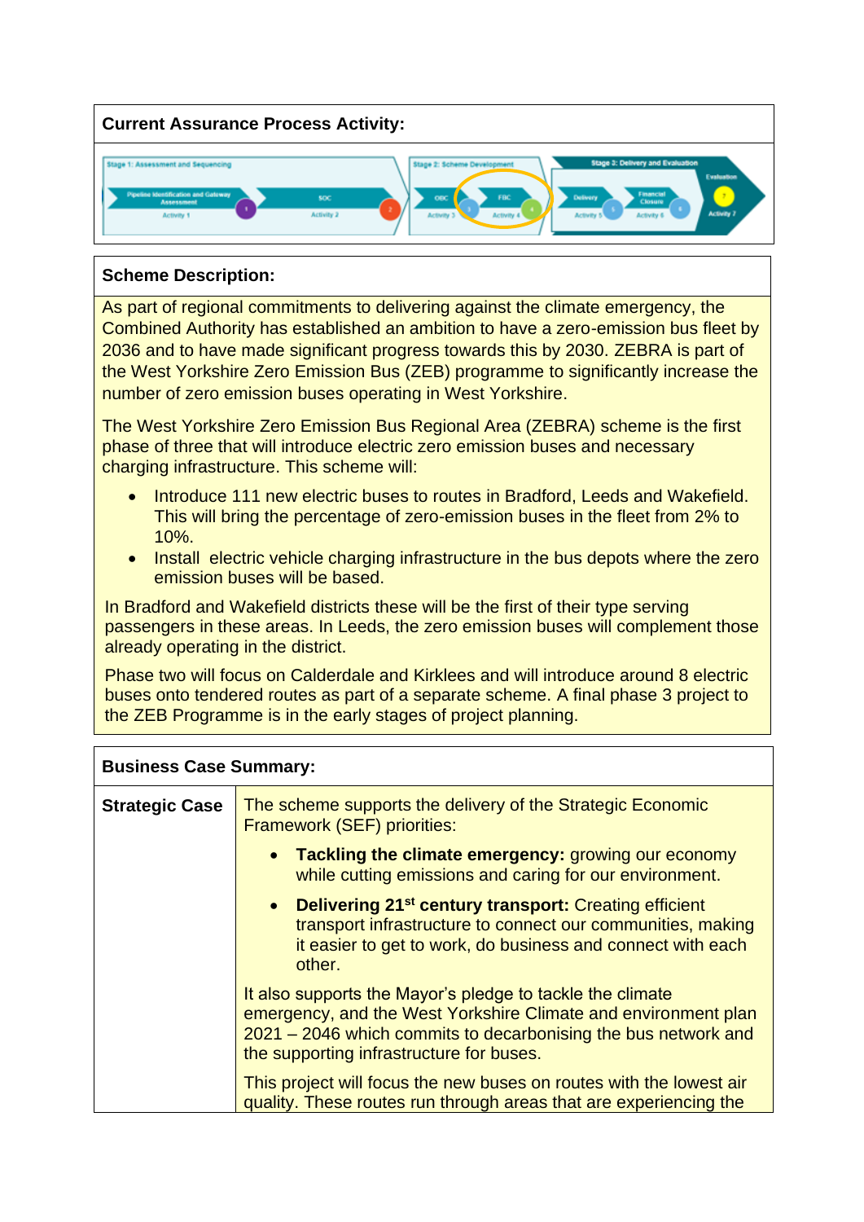| **Current Assurance Process Activity:** |
|---|
| Stage 1: Assessment and Sequencing — Pipeline Identification and Gateway Assessment (Activity 1), SOC (Activity 2); Stage 2: Scheme Development — OBC (Activity 3), FBC (Activity 4); Stage 3: Delivery and Evaluation — Delivery (Activity 5), Financial Closure (Activity 6), Evaluation (Activity 7) |

| **Scheme Description:** |
|---|
| As part of regional commitments to delivering against the climate emergency, the Combined Authority has established an ambition to have a zero-emission bus fleet by 2036 and to have made significant progress towards this by 2030. ZEBRA is part of the West Yorkshire Zero Emission Bus (ZEB) programme to significantly increase the number of zero emission buses operating in West Yorkshire.<br><br>The West Yorkshire Zero Emission Bus Regional Area (ZEBRA) scheme is the first phase of three that will introduce electric zero emission buses and necessary charging infrastructure. This scheme will:<br><br>• Introduce 111 new electric buses to routes in Bradford, Leeds and Wakefield. This will bring the percentage of zero-emission buses in the fleet from 2% to 10%.<br>• Install electric vehicle charging infrastructure in the bus depots where the zero emission buses will be based.<br><br>In Bradford and Wakefield districts these will be the first of their type serving passengers in these areas. In Leeds, the zero emission buses will complement those already operating in the district.<br><br>Phase two will focus on Calderdale and Kirklees and will introduce around 8 electric buses onto tendered routes as part of a separate scheme. A final phase 3 project to the ZEB Programme is in the early stages of project planning. |

| **Business Case Summary:** | |
|---|---|
| **Strategic Case** | The scheme supports the delivery of the Strategic Economic Framework (SEF) priorities:<br><br>• **Tackling the climate emergency:** growing our economy while cutting emissions and caring for our environment.<br>• **Delivering 21st century transport:** Creating efficient transport infrastructure to connect our communities, making it easier to get to work, do business and connect with each other.<br><br>It also supports the Mayor's pledge to tackle the climate emergency, and the West Yorkshire Climate and environment plan 2021 – 2046 which commits to decarbonising the bus network and the supporting infrastructure for buses.<br><br>This project will focus the new buses on routes with the lowest air quality. These routes run through areas that are experiencing the |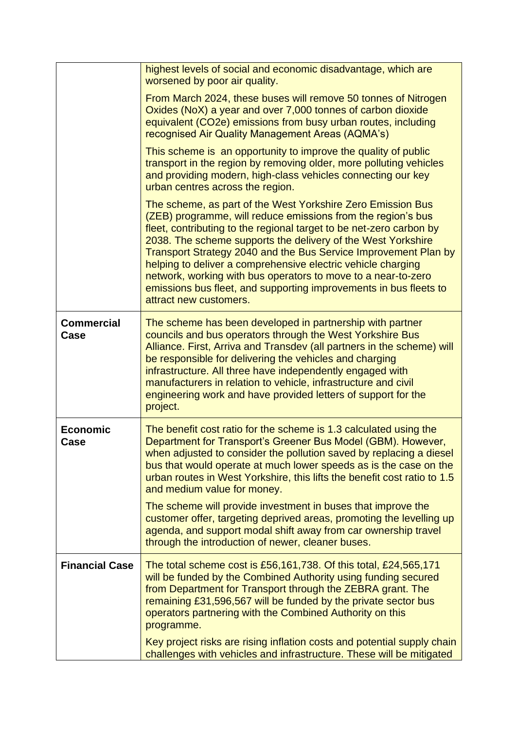| | |
|---|---|
| | highest levels of social and economic disadvantage, which are worsened by poor air quality.<br><br>From March 2024, these buses will remove 50 tonnes of Nitrogen Oxides (NoX) a year and over 7,000 tonnes of carbon dioxide equivalent (CO2e) emissions from busy urban routes, including recognised Air Quality Management Areas (AQMA's)<br><br>This scheme is an opportunity to improve the quality of public transport in the region by removing older, more polluting vehicles and providing modern, high-class vehicles connecting our key urban centres across the region.<br><br>The scheme, as part of the West Yorkshire Zero Emission Bus (ZEB) programme, will reduce emissions from the region's bus fleet, contributing to the regional target to be net-zero carbon by 2038. The scheme supports the delivery of the West Yorkshire Transport Strategy 2040 and the Bus Service Improvement Plan by helping to deliver a comprehensive electric vehicle charging network, working with bus operators to move to a near-to-zero emissions bus fleet, and supporting improvements in bus fleets to attract new customers. |
| **Commercial Case** | The scheme has been developed in partnership with partner councils and bus operators through the West Yorkshire Bus Alliance. First, Arriva and Transdev (all partners in the scheme) will be responsible for delivering the vehicles and charging infrastructure. All three have independently engaged with manufacturers in relation to vehicle, infrastructure and civil engineering work and have provided letters of support for the project. |
| **Economic Case** | The benefit cost ratio for the scheme is 1.3 calculated using the Department for Transport's Greener Bus Model (GBM). However, when adjusted to consider the pollution saved by replacing a diesel bus that would operate at much lower speeds as is the case on the urban routes in West Yorkshire, this lifts the benefit cost ratio to 1.5 and medium value for money.<br><br>The scheme will provide investment in buses that improve the customer offer, targeting deprived areas, promoting the levelling up agenda, and support modal shift away from car ownership travel through the introduction of newer, cleaner buses. |
| **Financial Case** | The total scheme cost is £56,161,738. Of this total, £24,565,171 will be funded by the Combined Authority using funding secured from Department for Transport through the ZEBRA grant. The remaining £31,596,567 will be funded by the private sector bus operators partnering with the Combined Authority on this programme.<br><br>Key project risks are rising inflation costs and potential supply chain challenges with vehicles and infrastructure. These will be mitigated |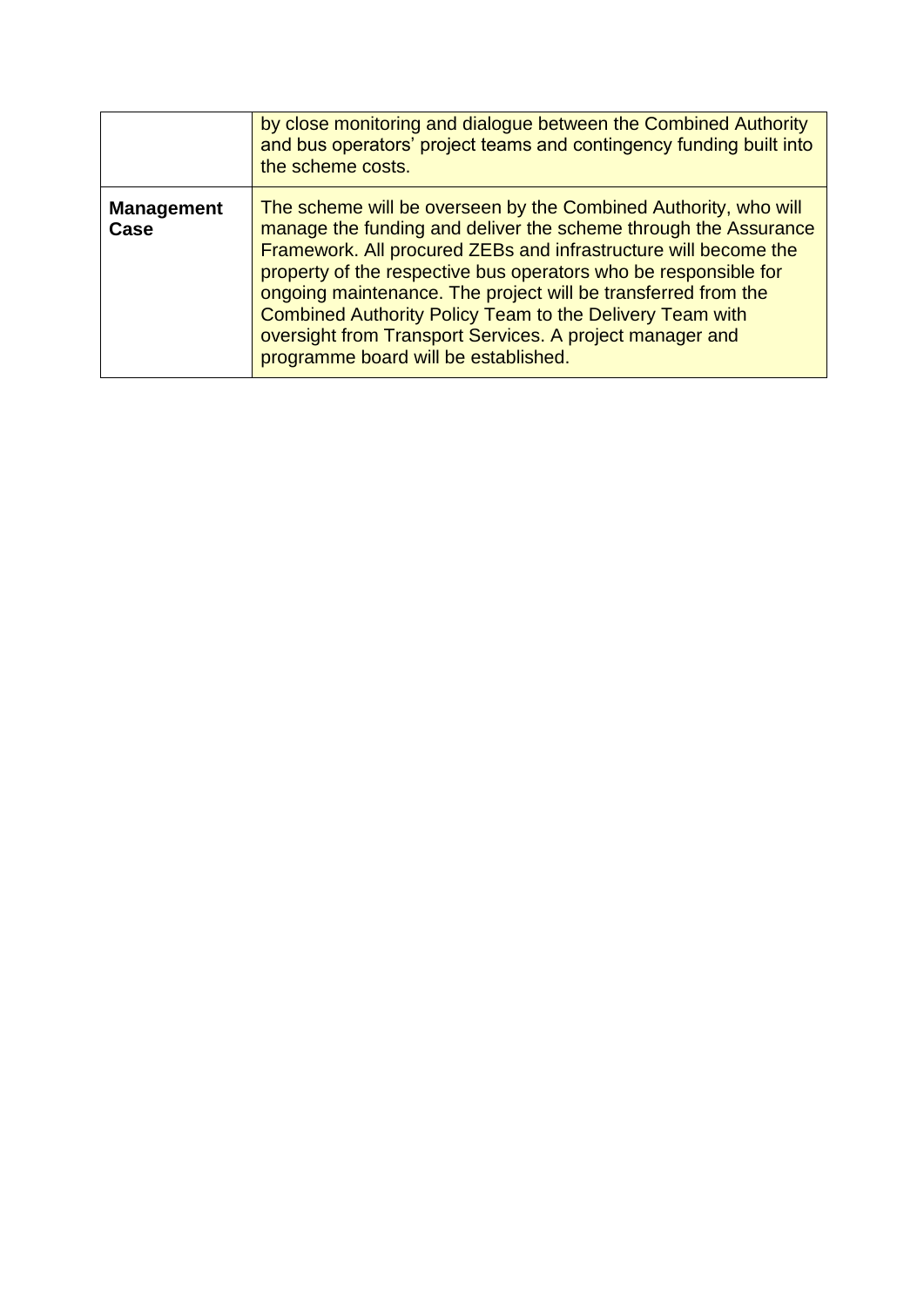| | |
|---|---|
| | by close monitoring and dialogue between the Combined Authority and bus operators' project teams and contingency funding built into the scheme costs. |
| **Management Case** | The scheme will be overseen by the Combined Authority, who will manage the funding and deliver the scheme through the Assurance Framework. All procured ZEBs and infrastructure will become the property of the respective bus operators who be responsible for ongoing maintenance. The project will be transferred from the Combined Authority Policy Team to the Delivery Team with oversight from Transport Services. A project manager and programme board will be established. |